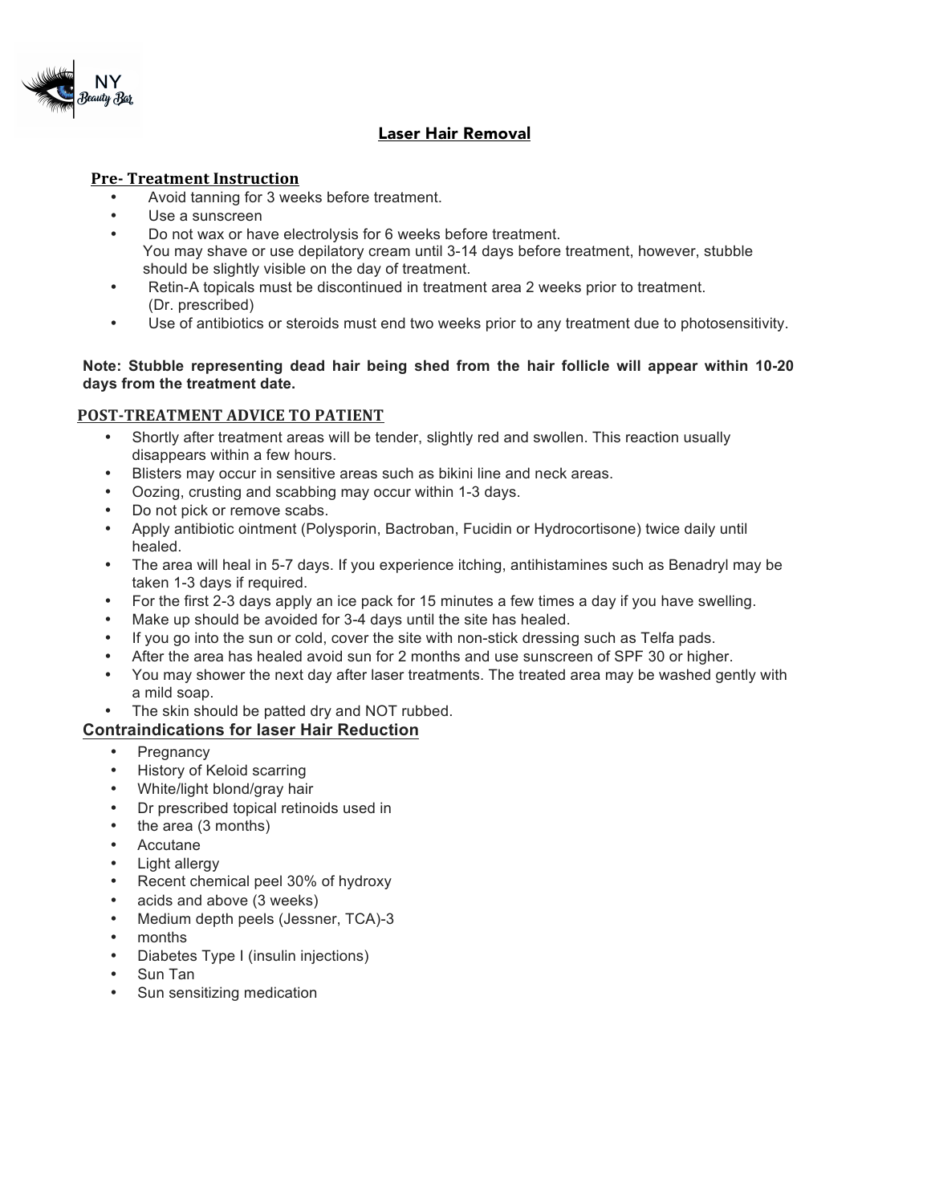NY Beauty Bar

# Laser Hair Removal

## Pre- Treatment Instruction

- Avoid tanning for 3 weeks before treatment.
- Use a sunscreen
- Do not wax or have electrolysis for 6 weeks before treatment.
  You may shave or use depilatory cream until 3-14 days before treatment, however, stubble should be slightly visible on the day of treatment.
- Retin-A topicals must be discontinued in treatment area 2 weeks prior to treatment. (Dr. prescribed)
- Use of antibiotics or steroids must end two weeks prior to any treatment due to photosensitivity.

**Note: Stubble representing dead hair being shed from the hair follicle will appear within 10-20 days from the treatment date.**

## POST-TREATMENT ADVICE TO PATIENT

- Shortly after treatment areas will be tender, slightly red and swollen. This reaction usually disappears within a few hours.
- Blisters may occur in sensitive areas such as bikini line and neck areas.
- Oozing, crusting and scabbing may occur within 1-3 days.
- Do not pick or remove scabs.
- Apply antibiotic ointment (Polysporin, Bactroban, Fucidin or Hydrocortisone) twice daily until healed.
- The area will heal in 5-7 days. If you experience itching, antihistamines such as Benadryl may be taken 1-3 days if required.
- For the first 2-3 days apply an ice pack for 15 minutes a few times a day if you have swelling.
- Make up should be avoided for 3-4 days until the site has healed.
- If you go into the sun or cold, cover the site with non-stick dressing such as Telfa pads.
- After the area has healed avoid sun for 2 months and use sunscreen of SPF 30 or higher.
- You may shower the next day after laser treatments. The treated area may be washed gently with a mild soap.
- The skin should be patted dry and NOT rubbed.

## Contraindications for laser Hair Reduction

- Pregnancy
- History of Keloid scarring
- White/light blond/gray hair
- Dr prescribed topical retinoids used in
- the area (3 months)
- Accutane
- Light allergy
- Recent chemical peel 30% of hydroxy
- acids and above (3 weeks)
- Medium depth peels (Jessner, TCA)-3
- months
- Diabetes Type I (insulin injections)
- Sun Tan
- Sun sensitizing medication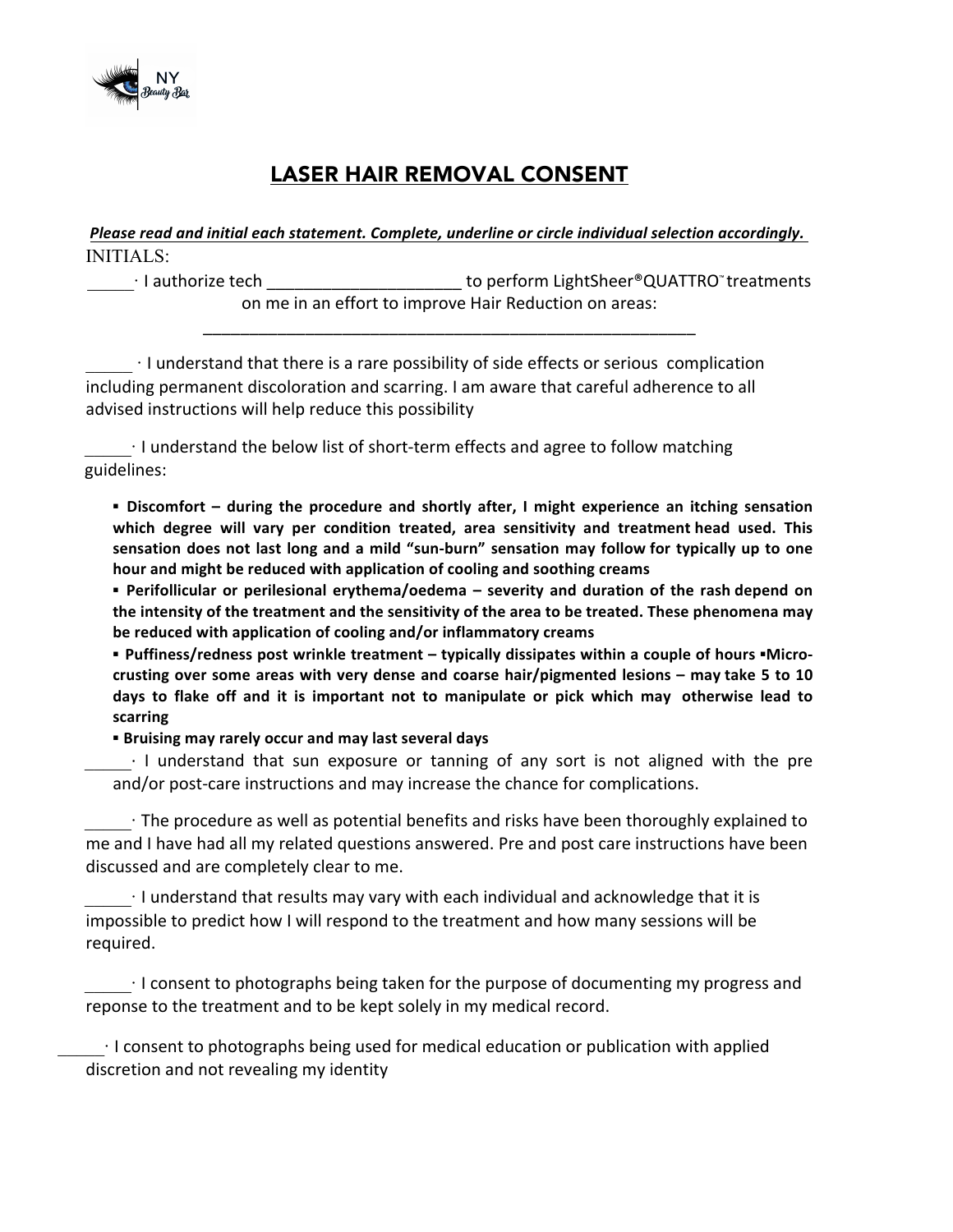## LASER HAIR REMOVAL CONSENT

***Please read and initial each statement. Complete, underline or circle individual selection accordingly.***

INITIALS:

_____ · I authorize tech ____________________ to perform LightSheer®QUATTRO™ treatments on me in an effort to improve Hair Reduction on areas: ______________________________________________________

_____ · I understand that there is a rare possibility of side effects or serious complication including permanent discoloration and scarring. I am aware that careful adherence to all advised instructions will help reduce this possibility

_____ · I understand the below list of short-term effects and agree to follow matching guidelines:

- **Discomfort – during the procedure and shortly after, I might experience an itching sensation which degree will vary per condition treated, area sensitivity and treatment head used. This sensation does not last long and a mild "sun-burn" sensation may follow for typically up to one hour and might be reduced with application of cooling and soothing creams**
- **Perifollicular or perilesional erythema/oedema – severity and duration of the rash depend on the intensity of the treatment and the sensitivity of the area to be treated. These phenomena may be reduced with application of cooling and/or inflammatory creams**
- **Puffiness/redness post wrinkle treatment – typically dissipates within a couple of hours**
- **Micro-crusting over some areas with very dense and coarse hair/pigmented lesions – may take 5 to 10 days to flake off and it is important not to manipulate or pick which may otherwise lead to scarring**
- **Bruising may rarely occur and may last several days**

_____ · I understand that sun exposure or tanning of any sort is not aligned with the pre and/or post-care instructions and may increase the chance for complications.

_____ · The procedure as well as potential benefits and risks have been thoroughly explained to me and I have had all my related questions answered. Pre and post care instructions have been discussed and are completely clear to me.

_____ · I understand that results may vary with each individual and acknowledge that it is impossible to predict how I will respond to the treatment and how many sessions will be required.

_____ · I consent to photographs being taken for the purpose of documenting my progress and reponse to the treatment and to be kept solely in my medical record.

_____ · I consent to photographs being used for medical education or publication with applied discretion and not revealing my identity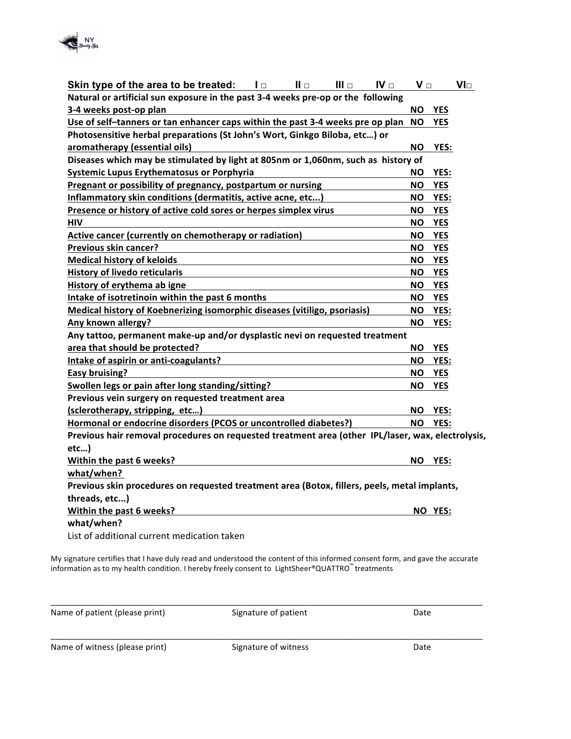**Skin type of the area to be treated:** I □ II □ III □ IV □ V □ VI□

| | |
|---|---|
| **Natural or artificial sun exposure in the past 3-4 weeks pre-op or the following 3-4 weeks post-op plan** | **NO YES** |
| **Use of self–tanners or tan enhancer caps within the past 3-4 weeks pre op plan** | **NO YES** |
| **Photosensitive herbal preparations (St John's Wort, Ginkgo Biloba, etc…) or aromatherapy (essential oils)** | **NO YES:** |
| **Diseases which may be stimulated by light at 805nm or 1,060nm, such as history of Systemic Lupus Erythematosus or Porphyria** | **NO YES:** |
| **Pregnant or possibility of pregnancy, postpartum or nursing** | **NO YES** |
| **Inflammatory skin conditions (dermatitis, active acne, etc...)** | **NO YES:** |
| **Presence or history of active cold sores or herpes simplex virus** | **NO YES** |
| **HIV** | **NO YES** |
| **Active cancer (currently on chemotherapy or radiation)** | **NO YES** |
| **Previous skin cancer?** | **NO YES** |
| **Medical history of keloids** | **NO YES** |
| **History of livedo reticularis** | **NO YES** |
| **History of erythema ab igne** | **NO YES** |
| **Intake of isotretinoin within the past 6 months** | **NO YES** |
| **Medical history of Koebnerizing isomorphic diseases (vitiligo, psoriasis)** | **NO YES:** |
| **Any known allergy?** | **NO YES:** |
| **Any tattoo, permanent make-up and/or dysplastic nevi on requested treatment area that should be protected?** | **NO YES** |
| **Intake of aspirin or anti-coagulants?** | **NO YES:** |
| **Easy bruising?** | **NO YES** |
| **Swollen legs or pain after long standing/sitting?** | **NO YES** |
| **Previous vein surgery on requested treatment area (sclerotherapy, stripping, etc…)** | **NO YES:** |
| **Hormonal or endocrine disorders (PCOS or uncontrolled diabetes?)** | **NO YES:** |

**Previous hair removal procedures on requested treatment area (other IPL/laser, wax, electrolysis, etc…)**

**Within the past 6 weeks?** **NO YES:**

**what/when?**

**Previous skin procedures on requested treatment area (Botox, fillers, peels, metal implants, threads, etc...)**

**Within the past 6 weeks?** **NO YES:**

**what/when?**

List of additional current medication taken

My signature certifies that I have duly read and understood the content of this informed consent form, and gave the accurate information as to my health condition. I hereby freely consent to LightSheer®QUATTRO™ treatments

______________________________________________________________________________

Name of patient (please print) Signature of patient Date

______________________________________________________________________________

Name of witness (please print) Signature of witness Date